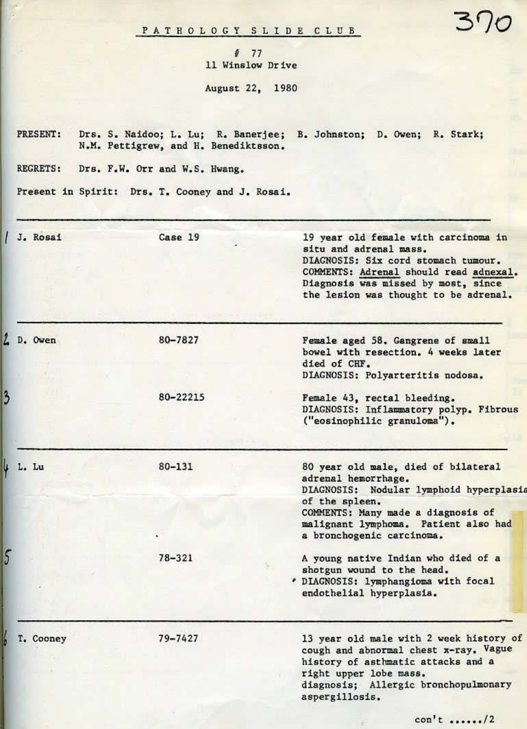# PATHOLOGY SLIDE CLUB

370

\# 77
11 Winslow Drive

August 22, 1980

PRESENT: Drs. S. Naidoo; L. Lu; R. Banerjee; B. Johnston; D. Owen; R. Stark; N.M. Pettigrew, and H. Benediktsson.

REGRETS: Drs. F.W. Orr and W.S. Hwang.

Present in Spirit: Drs. T. Cooney and J. Rosai.

---

| | | |
|---|---|---|
| 1 J. Rosai | Case 19 | 19 year old female with carcinoma in situ and adrenal mass.<br>DIAGNOSIS: Six cord stomach tumour.<br>COMMENTS: Adrenal should read adnexal. Diagnosis was missed by most, since the lesion was thought to be adrenal. |
| 2 D. Owen | 80-7827 | Female aged 58. Gangrene of small bowel with resection. 4 weeks later died of CHF.<br>DIAGNOSIS: Polyarteritis nodosa. |
| 3 | 80-22215 | Female 43, rectal bleeding.<br>DIAGNOSIS: Inflammatory polyp. Fibrous ("eosinophilic granuloma"). |
| 4 L. Lu | 80-131 | 80 year old male, died of bilateral adrenal hemorrhage.<br>DIAGNOSIS: Nodular lymphoid hyperplasia of the spleen.<br>COMMENTS: Many made a diagnosis of malignant lymphoma. Patient also had a bronchogenic carcinoma. |
| 5 | 78-321 | A young native Indian who died of a shotgun wound to the head.<br>DIAGNOSIS: lymphangioma with focal endothelial hyperplasia. |
| 6 T. Cooney | 79-7427 | 13 year old male with 2 week history of cough and abnormal chest x-ray. Vague history of asthmatic attacks and a right upper lobe mass.<br>diagnosis; Allergic bronchopulmonary aspergillosis. |

con't ....../2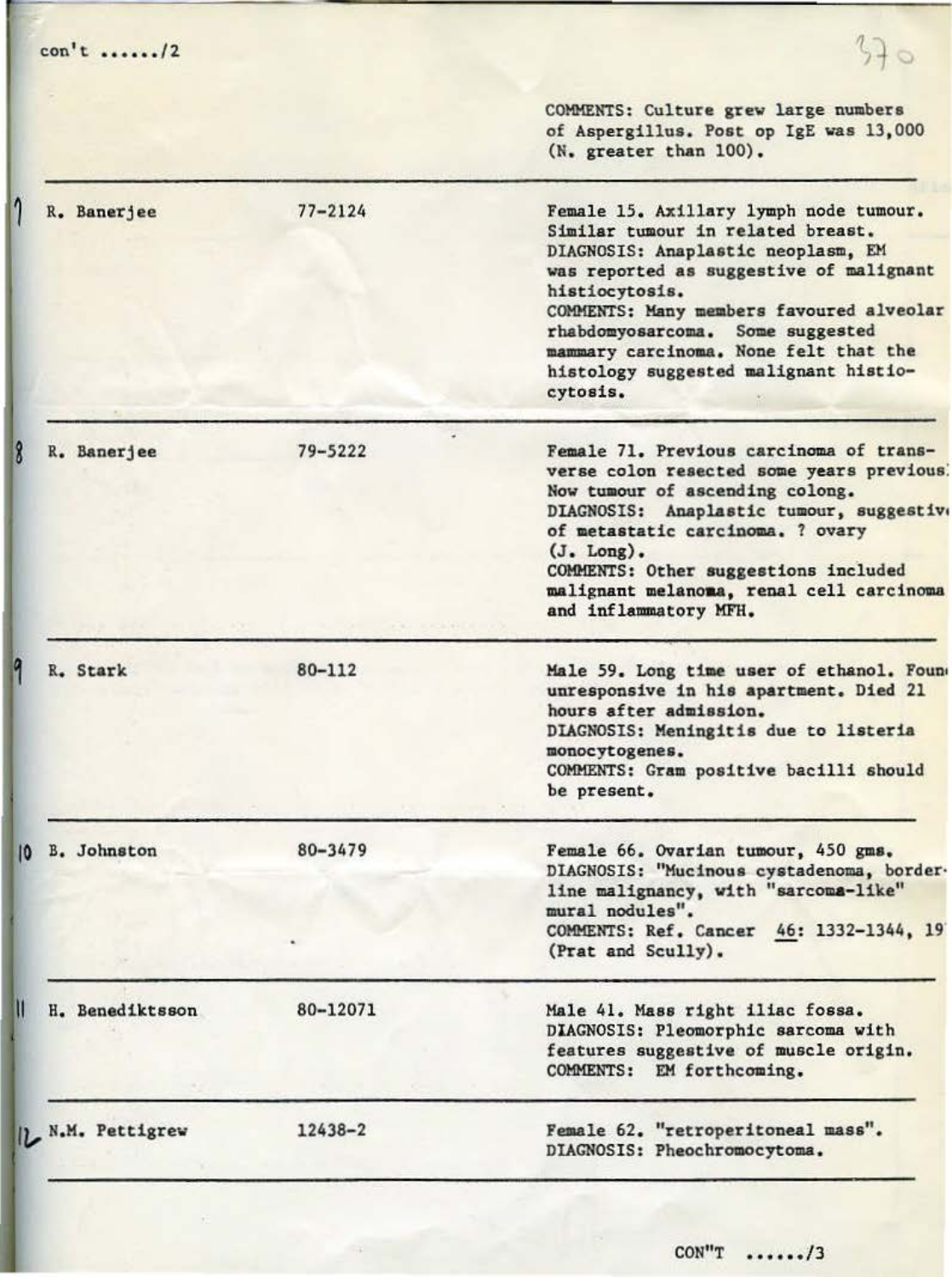con't ....../2

| | | |
|---|---|---|
| | | COMMENTS: Culture grew large numbers of Aspergillus. Post op IgE was 13,000 (N. greater than 100). |
| 7 R. Banerjee | 77-2124 | Female 15. Axillary lymph node tumour. Similar tumour in related breast. DIAGNOSIS: Anaplastic neoplasm, EM was reported as suggestive of malignant histiocytosis. COMMENTS: Many members favoured alveolar rhabdomyosarcoma. Some suggested mammary carcinoma. None felt that the histology suggested malignant histiocytosis. |
| 8 R. Banerjee | 79-5222 | Female 71. Previous carcinoma of transverse colon resected some years previous. Now tumour of ascending colong. DIAGNOSIS: Anaplastic tumour, suggestive of metastatic carcinoma. ? ovary (J. Long). COMMENTS: Other suggestions included malignant melanoma, renal cell carcinoma and inflammatory MFH. |
| 9 R. Stark | 80-112 | Male 59. Long time user of ethanol. Found unresponsive in his apartment. Died 21 hours after admission. DIAGNOSIS: Meningitis due to listeria monocytogenes. COMMENTS: Gram positive bacilli should be present. |
| 10 B. Johnston | 80-3479 | Female 66. Ovarian tumour, 450 gms. DIAGNOSIS: "Mucinous cystadenoma, borderline malignancy, with "sarcoma-like" mural nodules". COMMENTS: Ref. Cancer <u>46</u>: 1332-1344, 19 (Prat and Scully). |
| 11 H. Benediktsson | 80-12071 | Male 41. Mass right iliac fossa. DIAGNOSIS: Pleomorphic sarcoma with features suggestive of muscle origin. COMMENTS: EM forthcoming. |
| 12 N.M. Pettigrew | 12438-2 | Female 62. "retroperitoneal mass". DIAGNOSIS: Pheochromocytoma. |

CON"T ....../3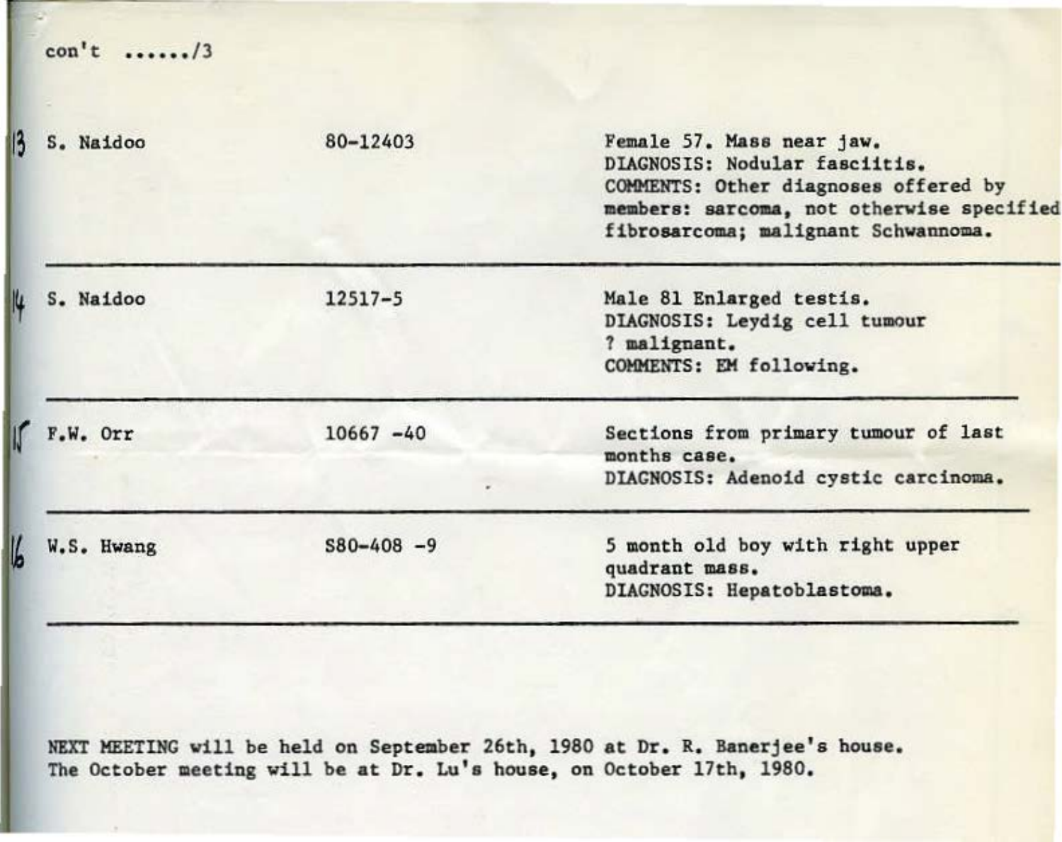con't ....../3

| | | | |
|---|---|---|---|
| 13 | S. Naidoo | 80-12403 | Female 57. Mass near jaw. DIAGNOSIS: Nodular fasciitis. COMMENTS: Other diagnoses offered by members: sarcoma, not otherwise specified fibrosarcoma; malignant Schwannoma. |
| 14 | S. Naidoo | 12517-5 | Male 81 Enlarged testis. DIAGNOSIS: Leydig cell tumour ? malignant. COMMENTS: EM following. |
| 15 | F.W. Orr | 10667 -40 | Sections from primary tumour of last months case. DIAGNOSIS: Adenoid cystic carcinoma. |
| 16 | W.S. Hwang | S80-408 -9 | 5 month old boy with right upper quadrant mass. DIAGNOSIS: Hepatoblastoma. |

NEXT MEETING will be held on September 26th, 1980 at Dr. R. Banerjee's house.
The October meeting will be at Dr. Lu's house, on October 17th, 1980.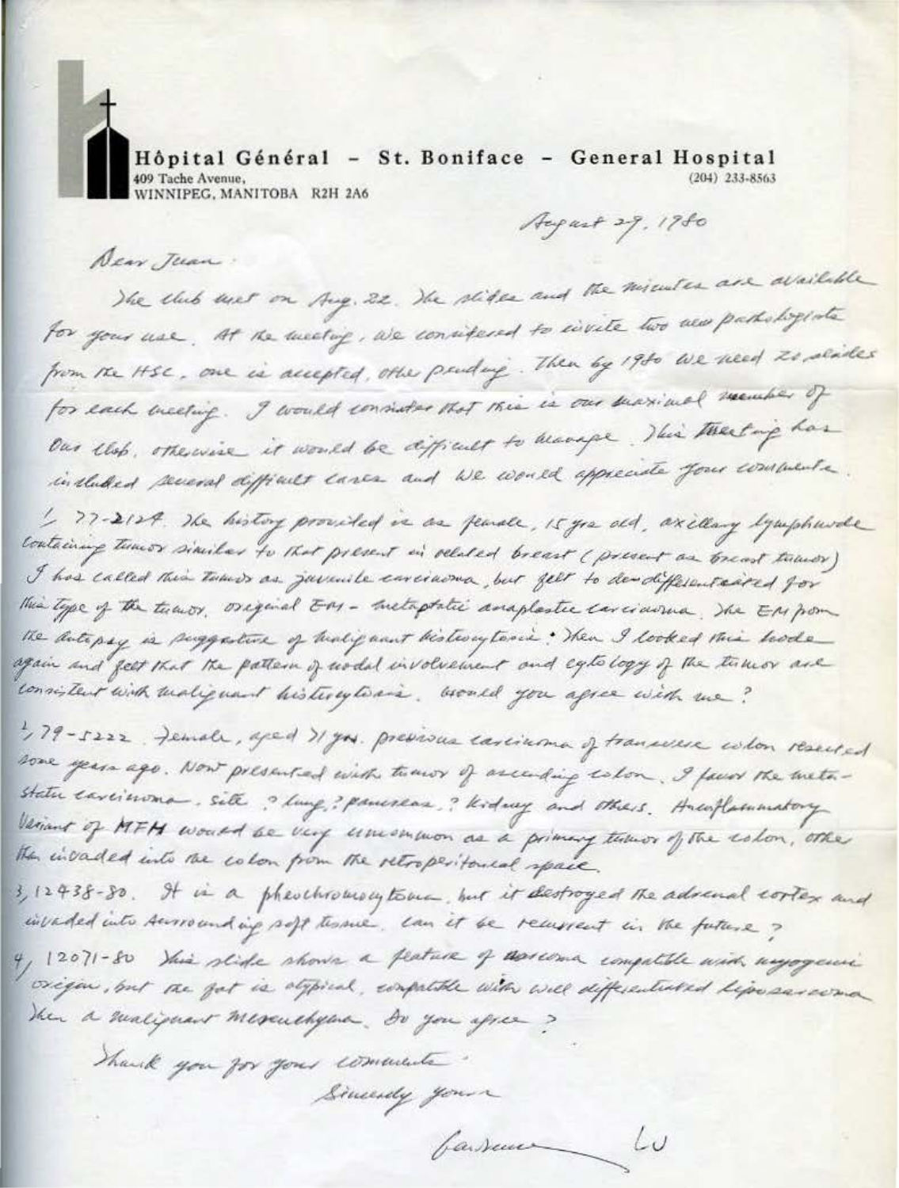**Hôpital Général - St. Boniface - General Hospital**
409 Tache Avenue,
WINNIPEG, MANITOBA R2H 2A6
(204) 233-8563

August 29, 1980

Dear Juan:

The club met on Aug. 22. The slides and the minutes are available for your use. At the meeting, we considered to invite two new pathologists from the HSC, one is accepted, other pending. Then by 1980 we need 20 slides for each meeting. I would consider that this is our maximal member of our club, otherwise it would be difficult to manage. This meeting has included several difficult cases and we would appreciate your comments.

1, 77-2124. The history provided is a female, 15 yrs old, axillary lymphnode containing tumor similar to that present in related breast (present as breast tumor). I has called this tumor as juvenile carcinoma, but felt to dendifferentiated for this type of the tumor, original EM - metaplastic anaplastic carcinoma. The EM from the autopsy is suggestive of malignant histiocytosis. When I looked this node again and felt that the pattern of nodal involvement and cytology of the tumor are consistent with malignant histiocytosis. Would you agree with me?

2, 79-5222. Female, aged 71 yrs. previous carcinoma of transverse colon resected some years ago. Now presented with tumor of ascending colon. I favor the metastatic carcinoma, site ? lung, ? pancreas, ? kidney and others. Ainflammatory variant of MFH would be very uncommon as a primary tumor of the colon, other than invaded into the colon from the retroperitoneal space.

3, 12438-80. It is a pheochromocytoma, but it destroyed the adrenal cortex and invaded into surrounding soft tissue. Can it be recurrent in the future?

4, 12071-80 This slide shows a feature of sarcoma compatible with myogenic origin, but the fat is atypical, compatible with well differentiated liposarcoma then a malignant mesenchyma. Do you agree?

Thank you for your comments.

Sincerely yours

Lawrence Lu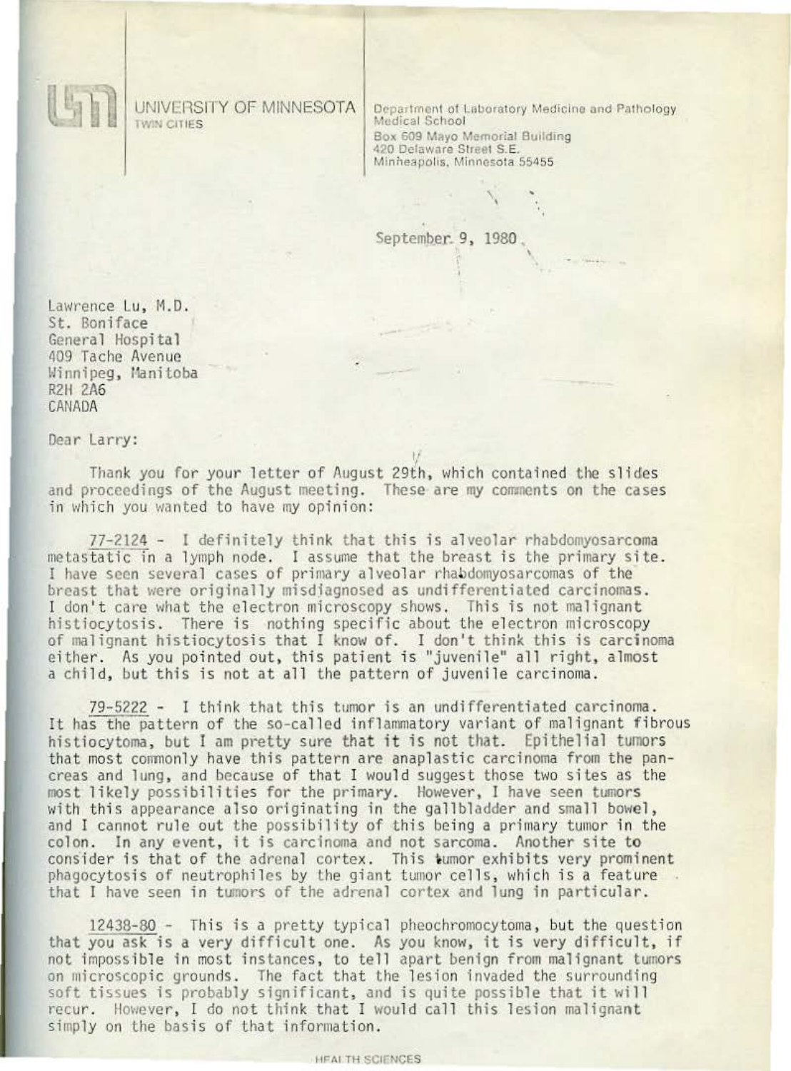UNIVERSITY OF MINNESOTA
TWIN CITIES

Department of Laboratory Medicine and Pathology
Medical School
Box 609 Mayo Memorial Building
420 Delaware Street S.E.
Minneapolis, Minnesota 55455

September 9, 1980

Lawrence Lu, M.D.
St. Boniface
General Hospital
409 Tache Avenue
Winnipeg, Manitoba
R2H 2A6
CANADA

Dear Larry:

Thank you for your letter of August 29th, which contained the slides and proceedings of the August meeting. These are my comments on the cases in which you wanted to have my opinion:

77-2124 - I definitely think that this is alveolar rhabdomyosarcoma metastatic in a lymph node. I assume that the breast is the primary site. I have seen several cases of primary alveolar rhabdomyosarcomas of the breast that were originally misdiagnosed as undifferentiated carcinomas. I don't care what the electron microscopy shows. This is not malignant histiocytosis. There is nothing specific about the electron microscopy of malignant histiocytosis that I know of. I don't think this is carcinoma either. As you pointed out, this patient is "juvenile" all right, almost a child, but this is not at all the pattern of juvenile carcinoma.

79-5222 - I think that this tumor is an undifferentiated carcinoma. It has the pattern of the so-called inflammatory variant of malignant fibrous histiocytoma, but I am pretty sure that it is not that. Epithelial tumors that most commonly have this pattern are anaplastic carcinoma from the pancreas and lung, and because of that I would suggest those two sites as the most likely possibilities for the primary. However, I have seen tumors with this appearance also originating in the gallbladder and small bowel, and I cannot rule out the possibility of this being a primary tumor in the colon. In any event, it is carcinoma and not sarcoma. Another site to consider is that of the adrenal cortex. This tumor exhibits very prominent phagocytosis of neutrophiles by the giant tumor cells, which is a feature that I have seen in tumors of the adrenal cortex and lung in particular.

12438-80 - This is a pretty typical pheochromocytoma, but the question that you ask is a very difficult one. As you know, it is very difficult, if not impossible in most instances, to tell apart benign from malignant tumors on microscopic grounds. The fact that the lesion invaded the surrounding soft tissues is probably significant, and is quite possible that it will recur. However, I do not think that I would call this lesion malignant simply on the basis of that information.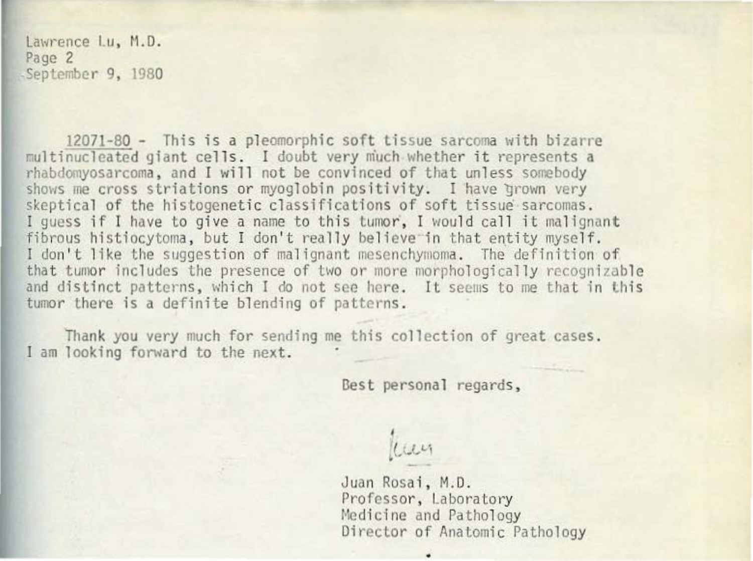Lawrence Lu, M.D.
Page 2
September 9, 1980

12071-80 - This is a pleomorphic soft tissue sarcoma with bizarre multinucleated giant cells. I doubt very much whether it represents a rhabdomyosarcoma, and I will not be convinced of that unless somebody shows me cross striations or myoglobin positivity. I have grown very skeptical of the histogenetic classifications of soft tissue sarcomas. I guess if I have to give a name to this tumor, I would call it malignant fibrous histiocytoma, but I don't really believe in that entity myself. I don't like the suggestion of malignant mesenchymoma. The definition of that tumor includes the presence of two or more morphologically recognizable and distinct patterns, which I do not see here. It seems to me that in this tumor there is a definite blending of patterns.

Thank you very much for sending me this collection of great cases. I am looking forward to the next.

Best personal regards,

Juan

Juan Rosai, M.D.
Professor, Laboratory
Medicine and Pathology
Director of Anatomic Pathology